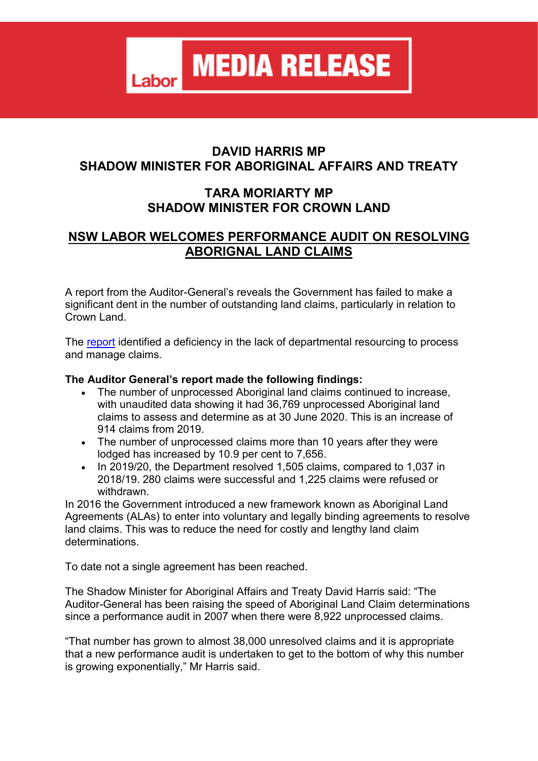Labor **MEDIA RELEASE**

**DAVID HARRIS MP**
**SHADOW MINISTER FOR ABORIGINAL AFFAIRS AND TREATY**

**TARA MORIARTY MP**
**SHADOW MINISTER FOR CROWN LAND**

# NSW LABOR WELCOMES PERFORMANCE AUDIT ON RESOLVING ABORIGNAL LAND CLAIMS

A report from the Auditor-General's reveals the Government has failed to make a significant dent in the number of outstanding land claims, particularly in relation to Crown Land.

The report identified a deficiency in the lack of departmental resourcing to process and manage claims.

**The Auditor General's report made the following findings:**

- The number of unprocessed Aboriginal land claims continued to increase, with unaudited data showing it had 36,769 unprocessed Aboriginal land claims to assess and determine as at 30 June 2020. This is an increase of 914 claims from 2019.
- The number of unprocessed claims more than 10 years after they were lodged has increased by 10.9 per cent to 7,656.
- In 2019/20, the Department resolved 1,505 claims, compared to 1,037 in 2018/19. 280 claims were successful and 1,225 claims were refused or withdrawn.

In 2016 the Government introduced a new framework known as Aboriginal Land Agreements (ALAs) to enter into voluntary and legally binding agreements to resolve land claims. This was to reduce the need for costly and lengthy land claim determinations.

To date not a single agreement has been reached.

The Shadow Minister for Aboriginal Affairs and Treaty David Harris said: "The Auditor-General has been raising the speed of Aboriginal Land Claim determinations since a performance audit in 2007 when there were 8,922 unprocessed claims.

"That number has grown to almost 38,000 unresolved claims and it is appropriate that a new performance audit is undertaken to get to the bottom of why this number is growing exponentially," Mr Harris said.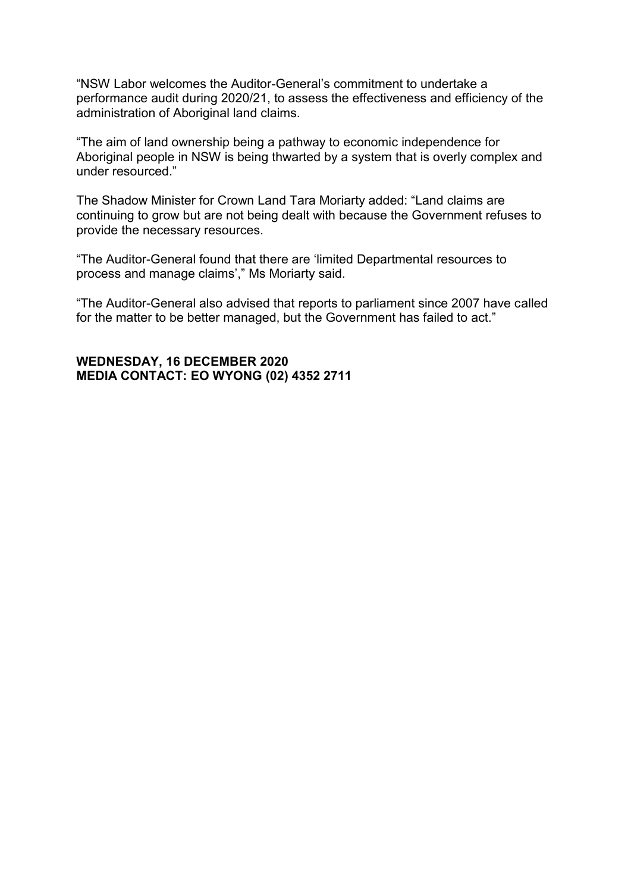"NSW Labor welcomes the Auditor-General's commitment to undertake a performance audit during 2020/21, to assess the effectiveness and efficiency of the administration of Aboriginal land claims.

"The aim of land ownership being a pathway to economic independence for Aboriginal people in NSW is being thwarted by a system that is overly complex and under resourced."

The Shadow Minister for Crown Land Tara Moriarty added: "Land claims are continuing to grow but are not being dealt with because the Government refuses to provide the necessary resources.

"The Auditor-General found that there are 'limited Departmental resources to process and manage claims'," Ms Moriarty said.

"The Auditor-General also advised that reports to parliament since 2007 have called for the matter to be better managed, but the Government has failed to act."

**WEDNESDAY, 16 DECEMBER 2020**
**MEDIA CONTACT: EO WYONG (02) 4352 2711**